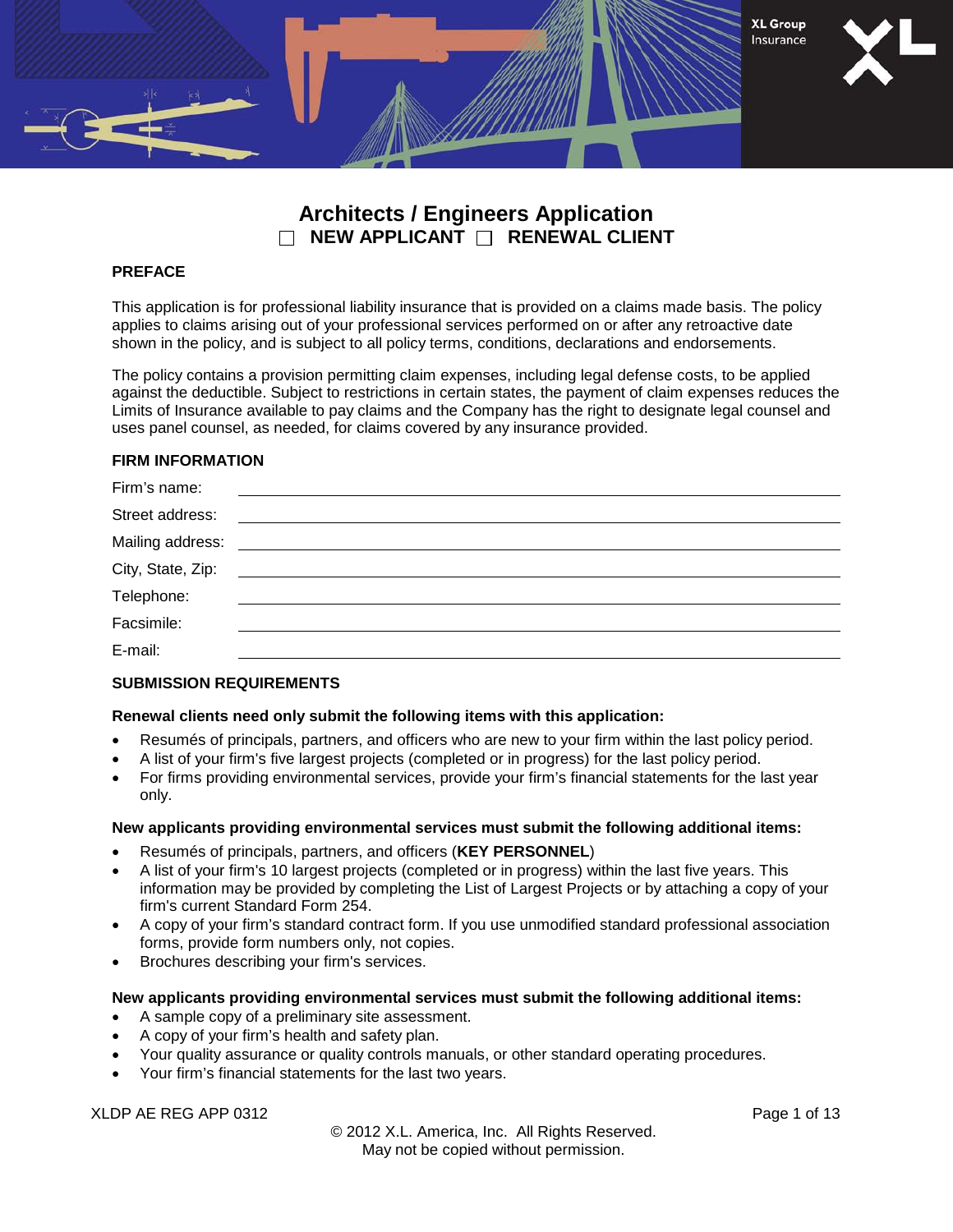# Architects / Engineers Application

☐ **NEW APPLICANT** ☐ **RENEWAL CLIENT**

## PREFACE

This application is for professional liability insurance that is provided on a claims made basis. The policy applies to claims arising out of your professional services performed on or after any retroactive date shown in the policy, and is subject to all policy terms, conditions, declarations and endorsements.

The policy contains a provision permitting claim expenses, including legal defense costs, to be applied against the deductible. Subject to restrictions in certain states, the payment of claim expenses reduces the Limits of Insurance available to pay claims and the Company has the right to designate legal counsel and uses panel counsel, as needed, for claims covered by any insurance provided.

## FIRM INFORMATION

Firm's name: \_\_\_\_\_\_\_\_\_\_\_\_\_\_\_\_\_\_\_\_\_\_\_\_\_\_\_\_\_\_\_\_

Street address: \_\_\_\_\_\_\_\_\_\_\_\_\_\_\_\_\_\_\_\_\_\_\_\_\_\_\_\_\_\_\_\_

Mailing address: \_\_\_\_\_\_\_\_\_\_\_\_\_\_\_\_\_\_\_\_\_\_\_\_\_\_\_\_\_\_\_\_

City, State, Zip: \_\_\_\_\_\_\_\_\_\_\_\_\_\_\_\_\_\_\_\_\_\_\_\_\_\_\_\_\_\_\_\_

Telephone: \_\_\_\_\_\_\_\_\_\_\_\_\_\_\_\_\_\_\_\_\_\_\_\_\_\_\_\_\_\_\_\_

Facsimile: \_\_\_\_\_\_\_\_\_\_\_\_\_\_\_\_\_\_\_\_\_\_\_\_\_\_\_\_\_\_\_\_

E-mail: \_\_\_\_\_\_\_\_\_\_\_\_\_\_\_\_\_\_\_\_\_\_\_\_\_\_\_\_\_\_\_\_

## SUBMISSION REQUIREMENTS

**Renewal clients need only submit the following items with this application:**

- Resumés of principals, partners, and officers who are new to your firm within the last policy period.
- A list of your firm's five largest projects (completed or in progress) for the last policy period.
- For firms providing environmental services, provide your firm's financial statements for the last year only.

**New applicants providing environmental services must submit the following additional items:**

- Resumés of principals, partners, and officers (**KEY PERSONNEL**)
- A list of your firm's 10 largest projects (completed or in progress) within the last five years. This information may be provided by completing the List of Largest Projects or by attaching a copy of your firm's current Standard Form 254.
- A copy of your firm's standard contract form. If you use unmodified standard professional association forms, provide form numbers only, not copies.
- Brochures describing your firm's services.

**New applicants providing environmental services must submit the following additional items:**

- A sample copy of a preliminary site assessment.
- A copy of your firm's health and safety plan.
- Your quality assurance or quality controls manuals, or other standard operating procedures.
- Your firm's financial statements for the last two years.

XLDP AE REG APP 0312

© 2012 X.L. America, Inc. All Rights Reserved.
May not be copied without permission.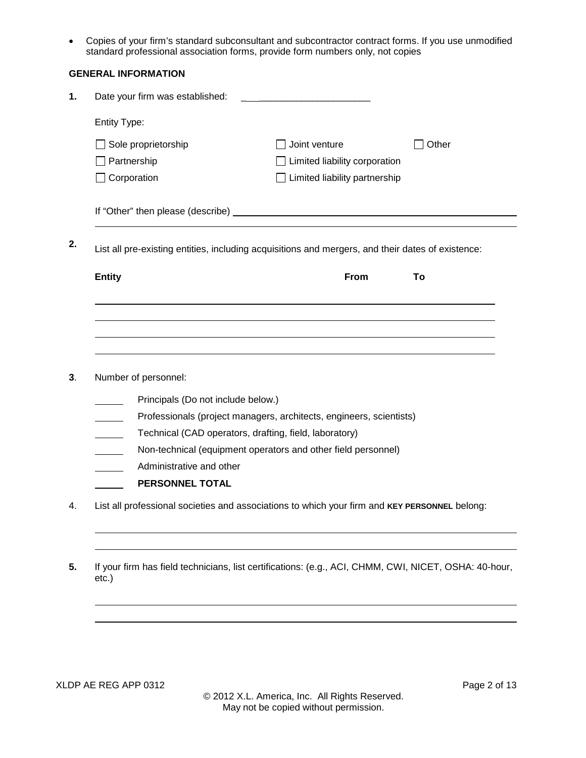- Copies of your firm's standard subconsultant and subcontractor contract forms. If you use unmodified standard professional association forms, provide form numbers only, not copies

**GENERAL INFORMATION**

**1.** Date your firm was established: ______________________

Entity Type:

- ☐ Sole proprietorship
- ☐ Partnership
- ☐ Corporation
- ☐ Joint venture
- ☐ Limited liability corporation
- ☐ Limited liability partnership
- ☐ Other

If "Other" then please (describe) ______________________________________________

______________________________________________

**2.** List all pre-existing entities, including acquisitions and mergers, and their dates of existence:

| Entity | From | To |
|---|---|---|
| | | |
| | | |
| | | |
| | | |

**3**. Number of personnel:

_____ Principals (Do not include below.)

_____ Professionals (project managers, architects, engineers, scientists)

_____ Technical (CAD operators, drafting, field, laboratory)

_____ Non-technical (equipment operators and other field personnel)

_____ Administrative and other

_____ **PERSONNEL TOTAL**

4. List all professional societies and associations to which your firm and **KEY PERSONNEL** belong:

______________________________________________

______________________________________________

**5.** If your firm has field technicians, list certifications: (e.g., ACI, CHMM, CWI, NICET, OSHA: 40-hour, etc.)

______________________________________________

______________________________________________

XLDP AE REG APP 0312

© 2012 X.L. America, Inc. All Rights Reserved.
May not be copied without permission.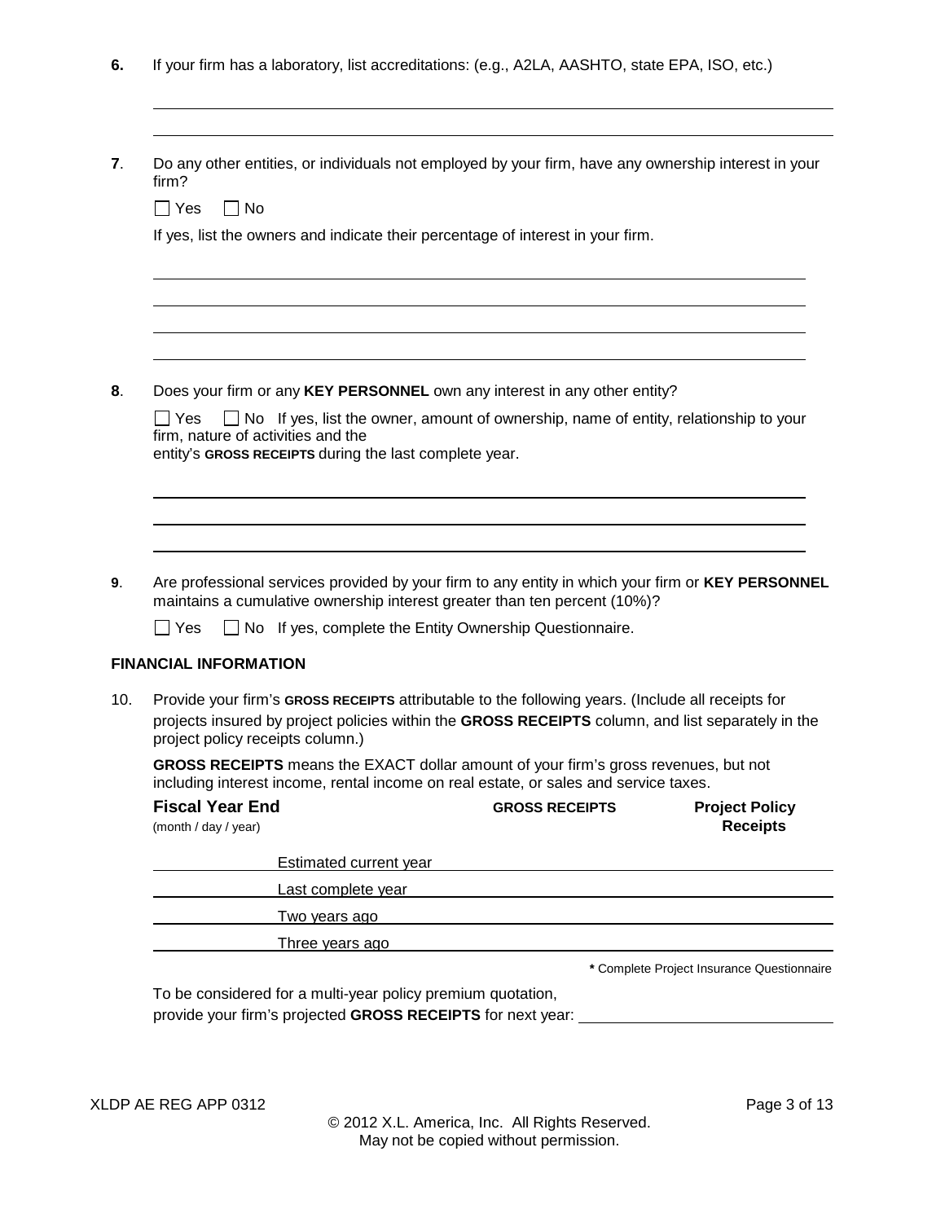6. If your firm has a laboratory, list accreditations: (e.g., A2LA, AASHTO, state EPA, ISO, etc.)

\_\_\_\_\_\_\_\_\_\_\_\_\_\_\_\_\_\_\_\_\_\_\_\_\_\_\_\_\_\_\_\_\_\_\_\_\_\_\_\_\_\_\_\_\_\_\_\_\_\_\_\_\_\_\_\_\_\_\_\_\_\_\_\_\_\_\_\_\_\_\_\_

\_\_\_\_\_\_\_\_\_\_\_\_\_\_\_\_\_\_\_\_\_\_\_\_\_\_\_\_\_\_\_\_\_\_\_\_\_\_\_\_\_\_\_\_\_\_\_\_\_\_\_\_\_\_\_\_\_\_\_\_\_\_\_\_\_\_\_\_\_\_\_\_

7. Do any other entities, or individuals not employed by your firm, have any ownership interest in your firm?

☐ Yes ☐ No

If yes, list the owners and indicate their percentage of interest in your firm.

\_\_\_\_\_\_\_\_\_\_\_\_\_\_\_\_\_\_\_\_\_\_\_\_\_\_\_\_\_\_\_\_\_\_\_\_\_\_\_\_\_\_\_\_\_\_\_\_\_\_\_\_\_\_\_\_\_\_\_\_\_\_\_\_\_\_\_\_\_\_\_\_

\_\_\_\_\_\_\_\_\_\_\_\_\_\_\_\_\_\_\_\_\_\_\_\_\_\_\_\_\_\_\_\_\_\_\_\_\_\_\_\_\_\_\_\_\_\_\_\_\_\_\_\_\_\_\_\_\_\_\_\_\_\_\_\_\_\_\_\_\_\_\_\_

\_\_\_\_\_\_\_\_\_\_\_\_\_\_\_\_\_\_\_\_\_\_\_\_\_\_\_\_\_\_\_\_\_\_\_\_\_\_\_\_\_\_\_\_\_\_\_\_\_\_\_\_\_\_\_\_\_\_\_\_\_\_\_\_\_\_\_\_\_\_\_\_

\_\_\_\_\_\_\_\_\_\_\_\_\_\_\_\_\_\_\_\_\_\_\_\_\_\_\_\_\_\_\_\_\_\_\_\_\_\_\_\_\_\_\_\_\_\_\_\_\_\_\_\_\_\_\_\_\_\_\_\_\_\_\_\_\_\_\_\_\_\_\_\_

8. Does your firm or any **KEY PERSONNEL** own any interest in any other entity?

☐ Yes ☐ No If yes, list the owner, amount of ownership, name of entity, relationship to your firm, nature of activities and the entity's **GROSS RECEIPTS** during the last complete year.

\_\_\_\_\_\_\_\_\_\_\_\_\_\_\_\_\_\_\_\_\_\_\_\_\_\_\_\_\_\_\_\_\_\_\_\_\_\_\_\_\_\_\_\_\_\_\_\_\_\_\_\_\_\_\_\_\_\_\_\_\_\_\_\_\_\_\_\_\_\_\_\_

\_\_\_\_\_\_\_\_\_\_\_\_\_\_\_\_\_\_\_\_\_\_\_\_\_\_\_\_\_\_\_\_\_\_\_\_\_\_\_\_\_\_\_\_\_\_\_\_\_\_\_\_\_\_\_\_\_\_\_\_\_\_\_\_\_\_\_\_\_\_\_\_

\_\_\_\_\_\_\_\_\_\_\_\_\_\_\_\_\_\_\_\_\_\_\_\_\_\_\_\_\_\_\_\_\_\_\_\_\_\_\_\_\_\_\_\_\_\_\_\_\_\_\_\_\_\_\_\_\_\_\_\_\_\_\_\_\_\_\_\_\_\_\_\_

9. Are professional services provided by your firm to any entity in which your firm or **KEY PERSONNEL** maintains a cumulative ownership interest greater than ten percent (10%)?

☐ Yes ☐ No If yes, complete the Entity Ownership Questionnaire.

## FINANCIAL INFORMATION

10. Provide your firm's **GROSS RECEIPTS** attributable to the following years. (Include all receipts for projects insured by project policies within the **GROSS RECEIPTS** column, and list separately in the project policy receipts column.)

**GROSS RECEIPTS** means the EXACT dollar amount of your firm's gross revenues, but not including interest income, rental income on real estate, or sales and service taxes.

| **Fiscal Year End** (month / day / year) | | **GROSS RECEIPTS** | **Project Policy Receipts** |
|---|---|---|---|
| | Estimated current year | | |
| | Last complete year | | |
| | Two years ago | | |
| | Three years ago | | |

**\*** Complete Project Insurance Questionnaire

To be considered for a multi-year policy premium quotation, provide your firm's projected **GROSS RECEIPTS** for next year: \_\_\_\_\_\_\_\_\_\_\_\_\_\_\_\_\_\_\_\_

XLDP AE REG APP 0312

© 2012 X.L. America, Inc. All Rights Reserved.
May not be copied without permission.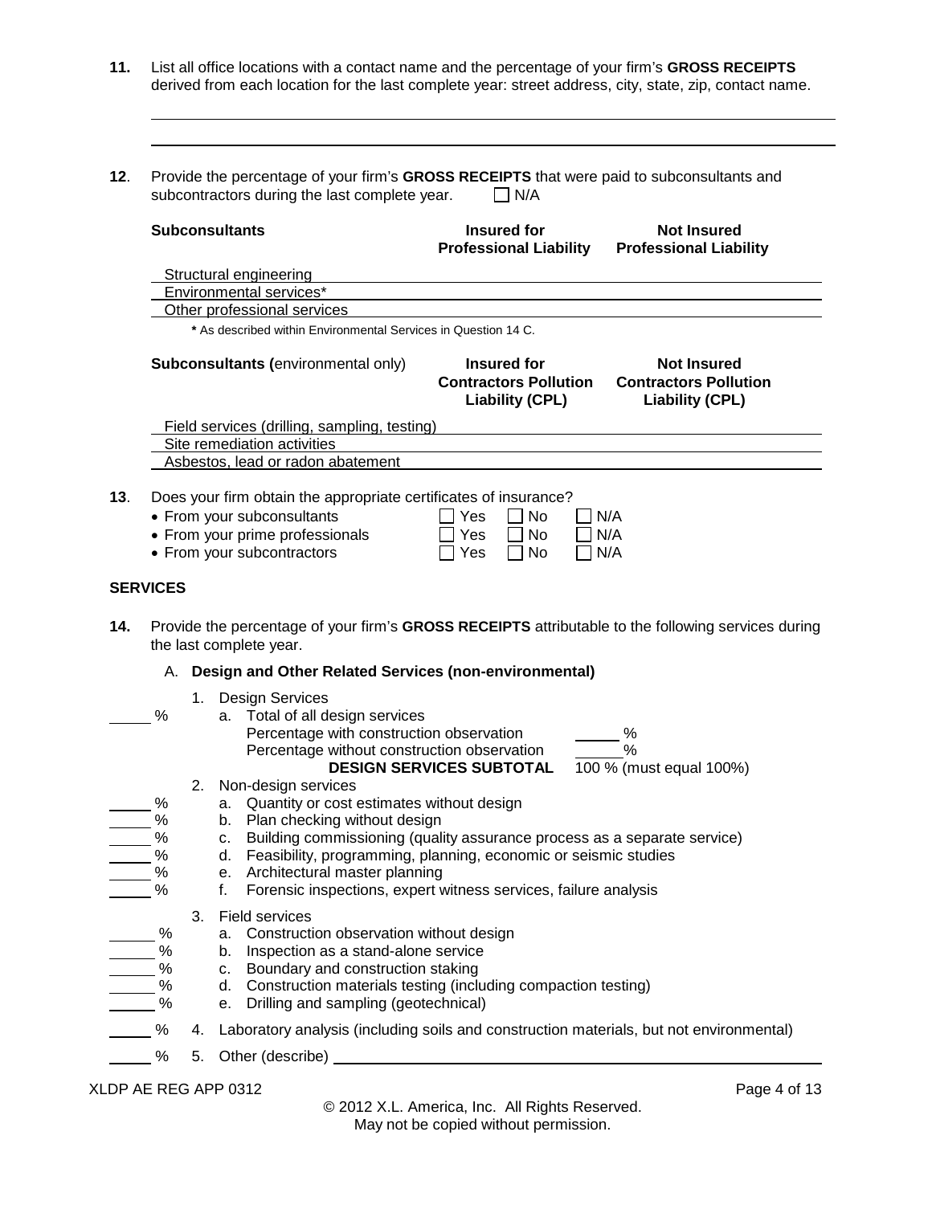**11.** List all office locations with a contact name and the percentage of your firm's **GROSS RECEIPTS** derived from each location for the last complete year: street address, city, state, zip, contact name.

______________________________________________________________________

______________________________________________________________________

**12**. Provide the percentage of your firm's **GROSS RECEIPTS** that were paid to subconsultants and subcontractors during the last complete year. ☐ N/A

| **Subconsultants** | **Insured for Professional Liability** | **Not Insured Professional Liability** |
|---|---|---|
| Structural engineering | | |
| Environmental services* | | |
| Other professional services | | |

**\*** As described within Environmental Services in Question 14 C.

| **Subconsultants (**environmental only) | **Insured for Contractors Pollution Liability (CPL)** | **Not Insured Contractors Pollution Liability (CPL)** |
|---|---|---|
| Field services (drilling, sampling, testing) | | |
| Site remediation activities | | |
| Asbestos, lead or radon abatement | | |

**13**. Does your firm obtain the appropriate certificates of insurance?

- From your subconsultants ☐ Yes ☐ No ☐ N/A
- From your prime professionals ☐ Yes ☐ No ☐ N/A
- From your subcontractors ☐ Yes ☐ No ☐ N/A

## SERVICES

**14.** Provide the percentage of your firm's **GROSS RECEIPTS** attributable to the following services during the last complete year.

A. **Design and Other Related Services (non-environmental)**

1. Design Services
   - _____ % a. Total of all design services
     - Percentage with construction observation _____ %
     - Percentage without construction observation _____ %
     - **DESIGN SERVICES SUBTOTAL** 100 % (must equal 100%)
2. Non-design services
   - _____ % a. Quantity or cost estimates without design
   - _____ % b. Plan checking without design
   - _____ % c. Building commissioning (quality assurance process as a separate service)
   - _____ % d. Feasibility, programming, planning, economic or seismic studies
   - _____ % e. Architectural master planning
   - _____ % f. Forensic inspections, expert witness services, failure analysis
3. Field services
   - _____ % a. Construction observation without design
   - _____ % b. Inspection as a stand-alone service
   - _____ % c. Boundary and construction staking
   - _____ % d. Construction materials testing (including compaction testing)
   - _____ % e. Drilling and sampling (geotechnical)
4. _____ % Laboratory analysis (including soils and construction materials, but not environmental)
5. _____ % Other (describe) ______________________________

XLDP AE REG APP 0312

© 2012 X.L. America, Inc. All Rights Reserved.
May not be copied without permission.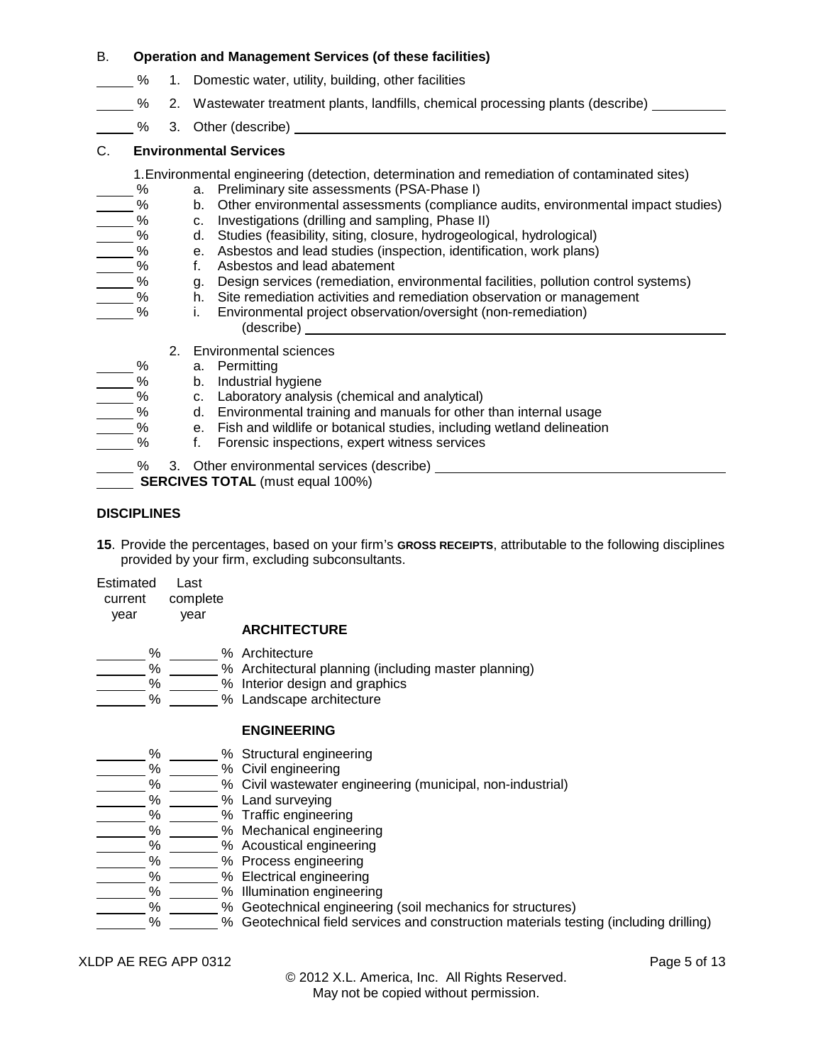B. **Operation and Management Services (of these facilities)**

_____ % 1. Domestic water, utility, building, other facilities

_____ % 2. Wastewater treatment plants, landfills, chemical processing plants (describe) __________

_____ % 3. Other (describe) ____________________________________________

C. **Environmental Services**

1. Environmental engineering (detection, determination and remediation of contaminated sites)

_____ % a. Preliminary site assessments (PSA-Phase I)
_____ % b. Other environmental assessments (compliance audits, environmental impact studies)
_____ % c. Investigations (drilling and sampling, Phase II)
_____ % d. Studies (feasibility, siting, closure, hydrogeological, hydrological)
_____ % e. Asbestos and lead studies (inspection, identification, work plans)
_____ % f. Asbestos and lead abatement
_____ % g. Design services (remediation, environmental facilities, pollution control systems)
_____ % h. Site remediation activities and remediation observation or management
_____ % i. Environmental project observation/oversight (non-remediation) (describe) ____________________________________________

2. Environmental sciences

_____ % a. Permitting
_____ % b. Industrial hygiene
_____ % c. Laboratory analysis (chemical and analytical)
_____ % d. Environmental training and manuals for other than internal usage
_____ % e. Fish and wildlife or botanical studies, including wetland delineation
_____ % f. Forensic inspections, expert witness services

_____ % 3. Other environmental services (describe) ____________________________________________

_____ **SERCIVES TOTAL** (must equal 100%)

**DISCIPLINES**

**15**. Provide the percentages, based on your firm's **GROSS RECEIPTS**, attributable to the following disciplines provided by your firm, excluding subconsultants.

| Estimated current year | Last complete year | |
|---|---|---|
| | | **ARCHITECTURE** |
| _____ % | _____ % | Architecture |
| _____ % | _____ % | Architectural planning (including master planning) |
| _____ % | _____ % | Interior design and graphics |
| _____ % | _____ % | Landscape architecture |
| | | **ENGINEERING** |
| _____ % | _____ % | Structural engineering |
| _____ % | _____ % | Civil engineering |
| _____ % | _____ % | Civil wastewater engineering (municipal, non-industrial) |
| _____ % | _____ % | Land surveying |
| _____ % | _____ % | Traffic engineering |
| _____ % | _____ % | Mechanical engineering |
| _____ % | _____ % | Acoustical engineering |
| _____ % | _____ % | Process engineering |
| _____ % | _____ % | Electrical engineering |
| _____ % | _____ % | Illumination engineering |
| _____ % | _____ % | Geotechnical engineering (soil mechanics for structures) |
| _____ % | _____ % | Geotechnical field services and construction materials testing (including drilling) |

XLDP AE REG APP 0312

© 2012 X.L. America, Inc. All Rights Reserved.
May not be copied without permission.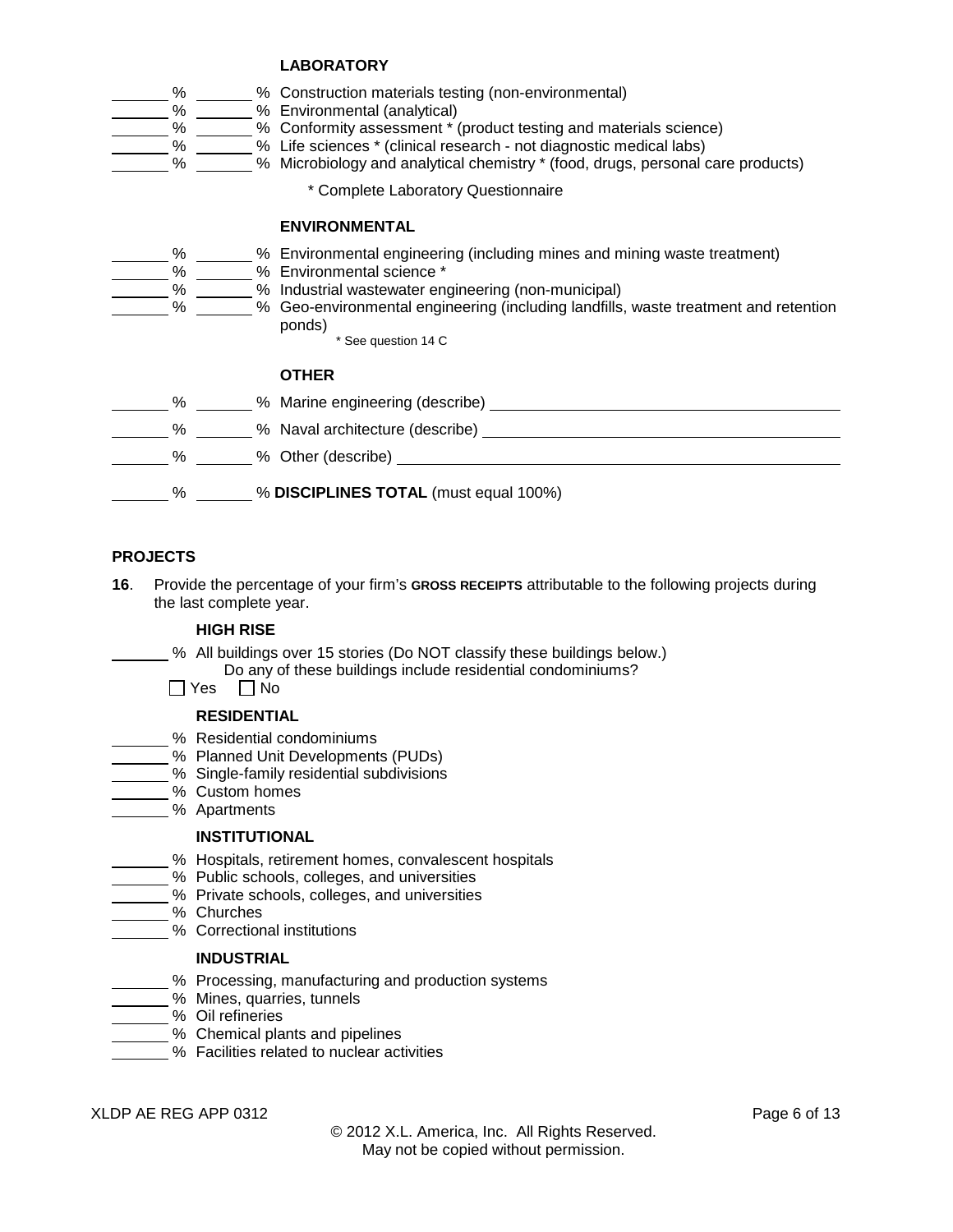### LABORATORY

\_\_\_\_\_\_ % \_\_\_\_\_\_ % Construction materials testing (non-environmental)
\_\_\_\_\_\_ % \_\_\_\_\_\_ % Environmental (analytical)
\_\_\_\_\_\_ % \_\_\_\_\_\_ % Conformity assessment * (product testing and materials science)
\_\_\_\_\_\_ % \_\_\_\_\_\_ % Life sciences * (clinical research - not diagnostic medical labs)
\_\_\_\_\_\_ % \_\_\_\_\_\_ % Microbiology and analytical chemistry * (food, drugs, personal care products)

\* Complete Laboratory Questionnaire

### ENVIRONMENTAL

\_\_\_\_\_\_ % \_\_\_\_\_\_ % Environmental engineering (including mines and mining waste treatment)
\_\_\_\_\_\_ % \_\_\_\_\_\_ % Environmental science *
\_\_\_\_\_\_ % \_\_\_\_\_\_ % Industrial wastewater engineering (non-municipal)
\_\_\_\_\_\_ % \_\_\_\_\_\_ % Geo-environmental engineering (including landfills, waste treatment and retention ponds)

\* See question 14 C

### OTHER

\_\_\_\_\_\_ % \_\_\_\_\_\_ % Marine engineering (describe) \_\_\_\_\_\_\_\_\_\_\_\_\_\_\_\_\_\_\_\_\_\_\_\_\_\_\_\_\_\_\_\_\_\_
\_\_\_\_\_\_ % \_\_\_\_\_\_ % Naval architecture (describe) \_\_\_\_\_\_\_\_\_\_\_\_\_\_\_\_\_\_\_\_\_\_\_\_\_\_\_\_\_\_\_\_\_\_
\_\_\_\_\_\_ % \_\_\_\_\_\_ % Other (describe) \_\_\_\_\_\_\_\_\_\_\_\_\_\_\_\_\_\_\_\_\_\_\_\_\_\_\_\_\_\_\_\_\_\_\_\_\_\_\_\_\_\_

\_\_\_\_\_\_ % \_\_\_\_\_\_ % **DISCIPLINES TOTAL** (must equal 100%)

## PROJECTS

**16**. Provide the percentage of your firm's **GROSS RECEIPTS** attributable to the following projects during the last complete year.

### HIGH RISE

\_\_\_\_\_\_ % All buildings over 15 stories (Do NOT classify these buildings below.)
Do any of these buildings include residential condominiums?
☐ Yes ☐ No

### RESIDENTIAL

\_\_\_\_\_\_ % Residential condominiums
\_\_\_\_\_\_ % Planned Unit Developments (PUDs)
\_\_\_\_\_\_ % Single-family residential subdivisions
\_\_\_\_\_\_ % Custom homes
\_\_\_\_\_\_ % Apartments

### INSTITUTIONAL

\_\_\_\_\_\_ % Hospitals, retirement homes, convalescent hospitals
\_\_\_\_\_\_ % Public schools, colleges, and universities
\_\_\_\_\_\_ % Private schools, colleges, and universities
\_\_\_\_\_\_ % Churches
\_\_\_\_\_\_ % Correctional institutions

### INDUSTRIAL

\_\_\_\_\_\_ % Processing, manufacturing and production systems
\_\_\_\_\_\_ % Mines, quarries, tunnels
\_\_\_\_\_\_ % Oil refineries
\_\_\_\_\_\_ % Chemical plants and pipelines
\_\_\_\_\_\_ % Facilities related to nuclear activities

XLDP AE REG APP 0312

© 2012 X.L. America, Inc. All Rights Reserved.
May not be copied without permission.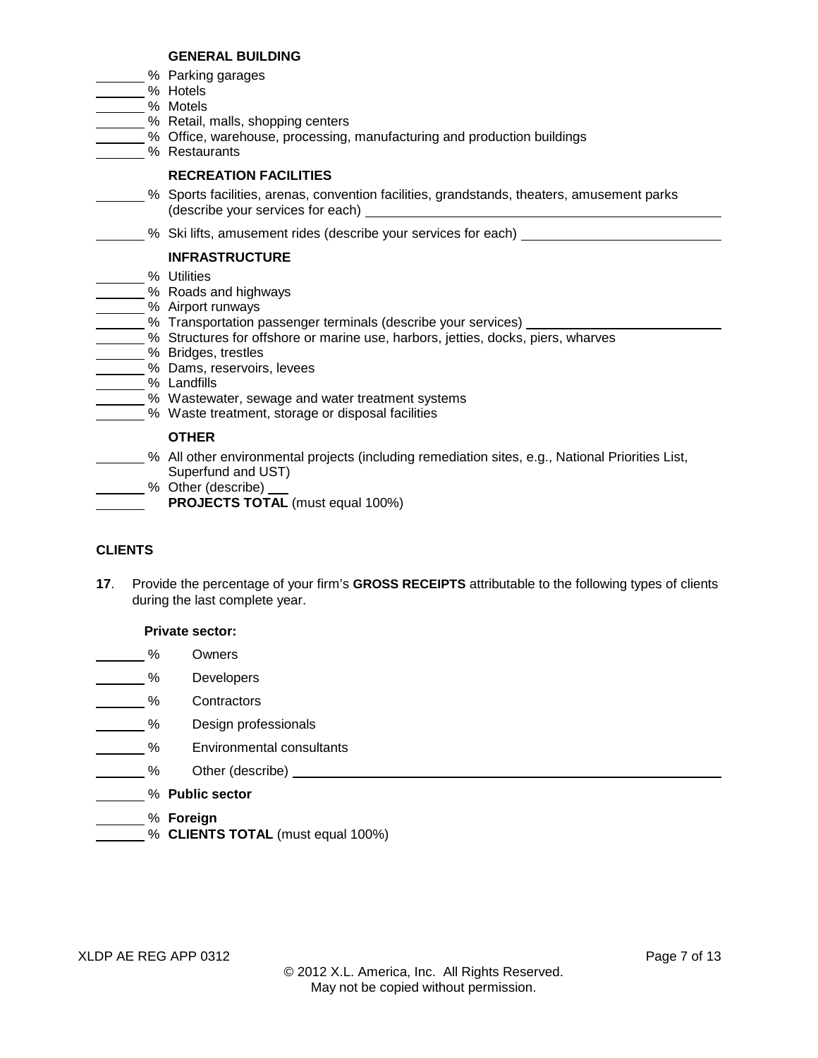**GENERAL BUILDING**

_______ % Parking garages
_______ % Hotels
_______ % Motels
_______ % Retail, malls, shopping centers
_______ % Office, warehouse, processing, manufacturing and production buildings
_______ % Restaurants

**RECREATION FACILITIES**

_______ % Sports facilities, arenas, convention facilities, grandstands, theaters, amusement parks (describe your services for each) _______________

_______ % Ski lifts, amusement rides (describe your services for each) _______________

**INFRASTRUCTURE**

_______ % Utilities
_______ % Roads and highways
_______ % Airport runways
_______ % Transportation passenger terminals (describe your services) _______________
_______ % Structures for offshore or marine use, harbors, jetties, docks, piers, wharves
_______ % Bridges, trestles
_______ % Dams, reservoirs, levees
_______ % Landfills
_______ % Wastewater, sewage and water treatment systems
_______ % Waste treatment, storage or disposal facilities

**OTHER**

_______ % All other environmental projects (including remediation sites, e.g., National Priorities List, Superfund and UST)
_______ % Other (describe) ___
_______ **PROJECTS TOTAL** (must equal 100%)

**CLIENTS**

**17**. Provide the percentage of your firm's **GROSS RECEIPTS** attributable to the following types of clients during the last complete year.

**Private sector:**

_______ % Owners

_______ % Developers

_______ % Contractors

_______ % Design professionals

_______ % Environmental consultants

_______ % Other (describe) _______________

_______ % **Public sector**

_______ % **Foreign**
_______ % **CLIENTS TOTAL** (must equal 100%)

XLDP AE REG APP 0312

© 2012 X.L. America, Inc. All Rights Reserved.
May not be copied without permission.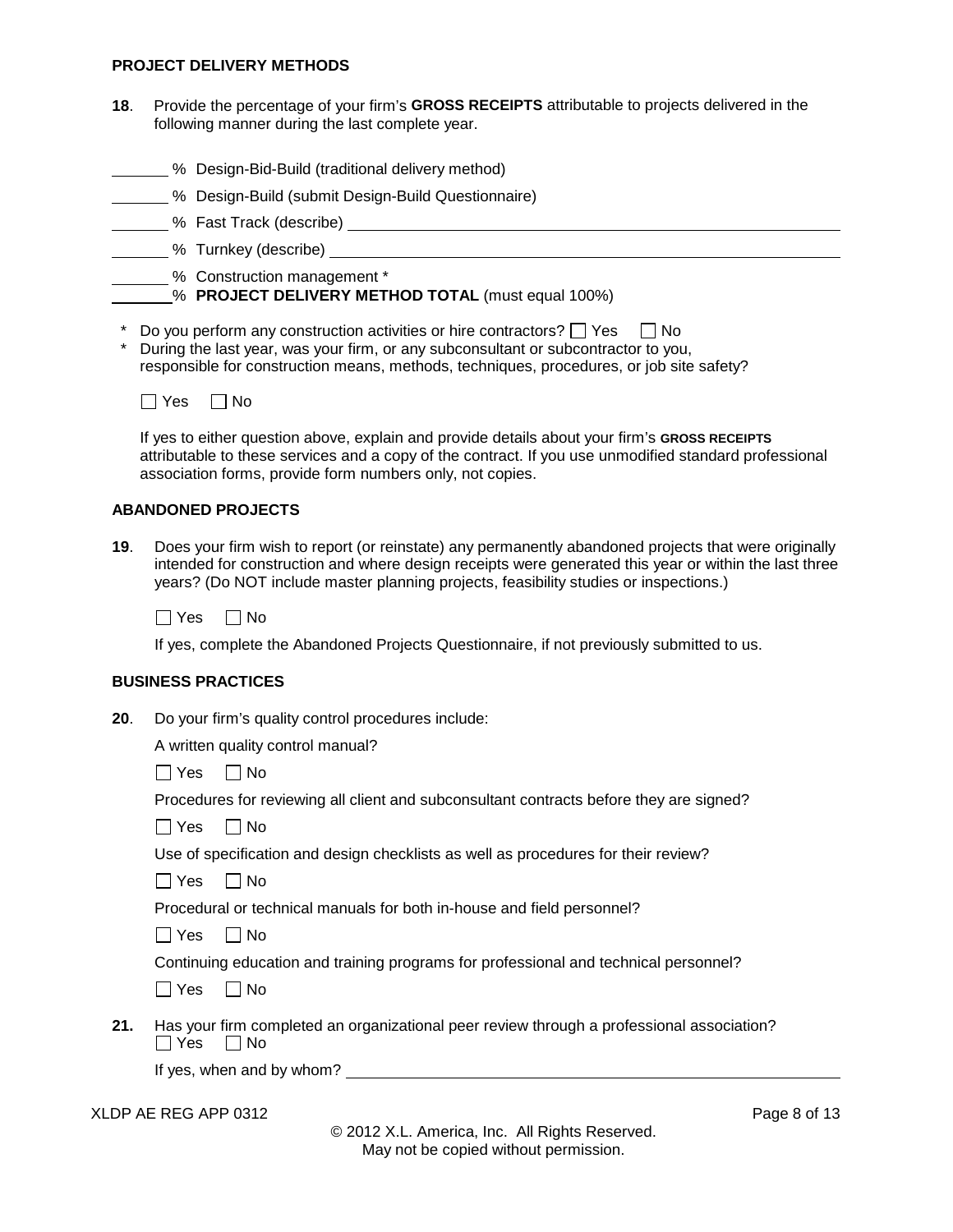### PROJECT DELIVERY METHODS

**18**. Provide the percentage of your firm's **GROSS RECEIPTS** attributable to projects delivered in the following manner during the last complete year.

_______ % Design-Bid-Build (traditional delivery method)

_______ % Design-Build (submit Design-Build Questionnaire)

_______ % Fast Track (describe) ____________________________________________

_______ % Turnkey (describe) ______________________________________________

_______ % Construction management *

_______ % **PROJECT DELIVERY METHOD TOTAL** (must equal 100%)

\* Do you perform any construction activities or hire contractors? ☐ Yes ☐ No

\* During the last year, was your firm, or any subconsultant or subcontractor to you, responsible for construction means, methods, techniques, procedures, or job site safety?

☐ Yes ☐ No

If yes to either question above, explain and provide details about your firm's **GROSS RECEIPTS** attributable to these services and a copy of the contract. If you use unmodified standard professional association forms, provide form numbers only, not copies.

### ABANDONED PROJECTS

**19**. Does your firm wish to report (or reinstate) any permanently abandoned projects that were originally intended for construction and where design receipts were generated this year or within the last three years? (Do NOT include master planning projects, feasibility studies or inspections.)

☐ Yes ☐ No

If yes, complete the Abandoned Projects Questionnaire, if not previously submitted to us.

### BUSINESS PRACTICES

**20**. Do your firm's quality control procedures include:

A written quality control manual?

☐ Yes ☐ No

Procedures for reviewing all client and subconsultant contracts before they are signed?

☐ Yes ☐ No

Use of specification and design checklists as well as procedures for their review?

☐ Yes ☐ No

Procedural or technical manuals for both in-house and field personnel?

☐ Yes ☐ No

Continuing education and training programs for professional and technical personnel?

☐ Yes ☐ No

**21.** Has your firm completed an organizational peer review through a professional association?
☐ Yes ☐ No

If yes, when and by whom? ____________________________________________

XLDP AE REG APP 0312

© 2012 X.L. America, Inc. All Rights Reserved.
May not be copied without permission.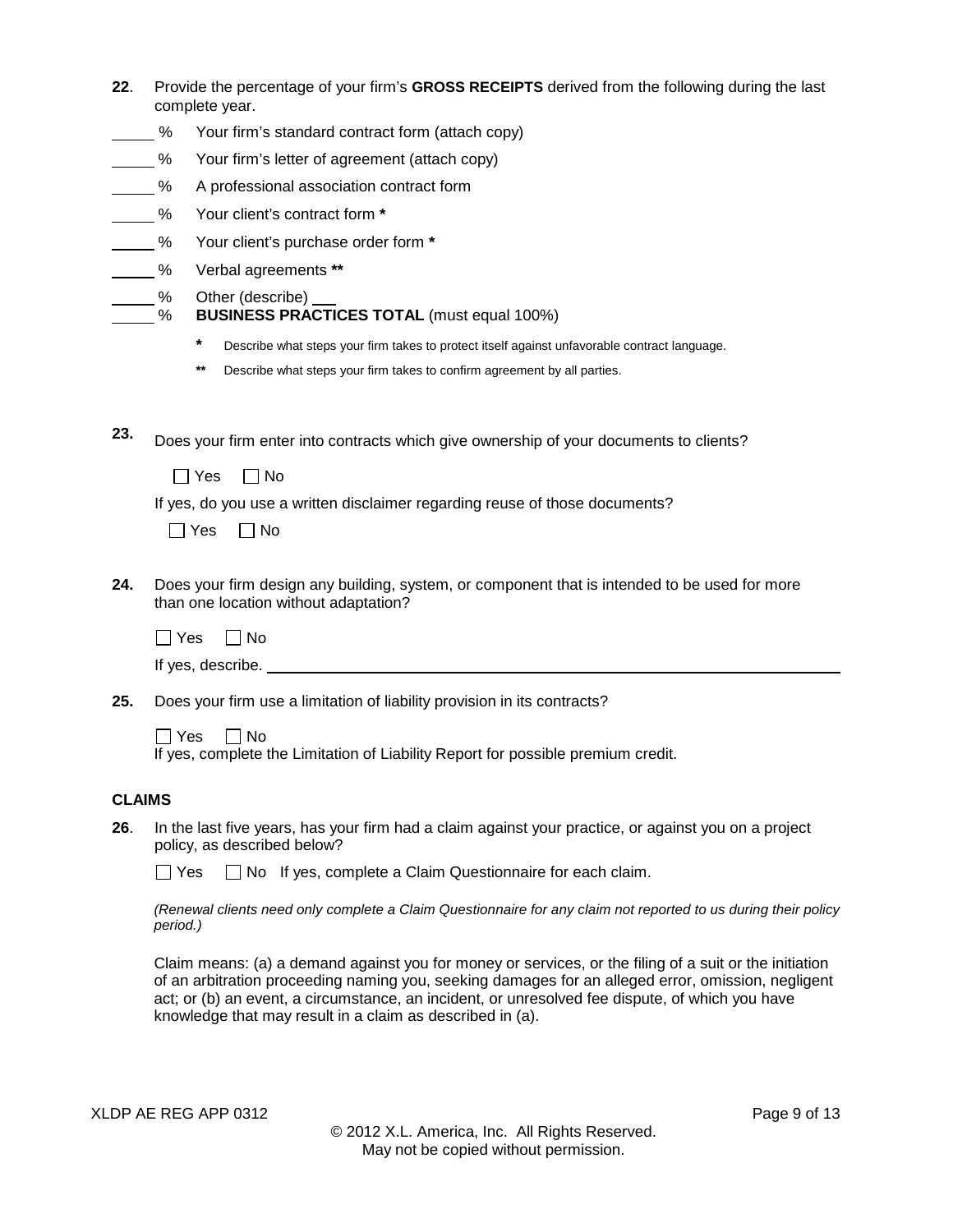**22**. Provide the percentage of your firm's **GROSS RECEIPTS** derived from the following during the last complete year.

_____ % Your firm's standard contract form (attach copy)

_____ % Your firm's letter of agreement (attach copy)

_____ % A professional association contract form

_____ % Your client's contract form **\***

_____ % Your client's purchase order form **\***

_____ % Verbal agreements **\*\***

_____ % Other (describe) ___

_____ % **BUSINESS PRACTICES TOTAL** (must equal 100%)

> **\*** Describe what steps your firm takes to protect itself against unfavorable contract language.
>
> **\*\*** Describe what steps your firm takes to confirm agreement by all parties.

**23.** Does your firm enter into contracts which give ownership of your documents to clients?

☐ Yes ☐ No

If yes, do you use a written disclaimer regarding reuse of those documents?

☐ Yes ☐ No

**24.** Does your firm design any building, system, or component that is intended to be used for more than one location without adaptation?

☐ Yes ☐ No

If yes, describe. ______________________________________________

**25.** Does your firm use a limitation of liability provision in its contracts?

☐ Yes ☐ No

If yes, complete the Limitation of Liability Report for possible premium credit.

## CLAIMS

**26**. In the last five years, has your firm had a claim against your practice, or against you on a project policy, as described below?

☐ Yes ☐ No If yes, complete a Claim Questionnaire for each claim.

*(Renewal clients need only complete a Claim Questionnaire for any claim not reported to us during their policy period.)*

Claim means: (a) a demand against you for money or services, or the filing of a suit or the initiation of an arbitration proceeding naming you, seeking damages for an alleged error, omission, negligent act; or (b) an event, a circumstance, an incident, or unresolved fee dispute, of which you have knowledge that may result in a claim as described in (a).

XLDP AE REG APP 0312

© 2012 X.L. America, Inc. All Rights Reserved.
May not be copied without permission.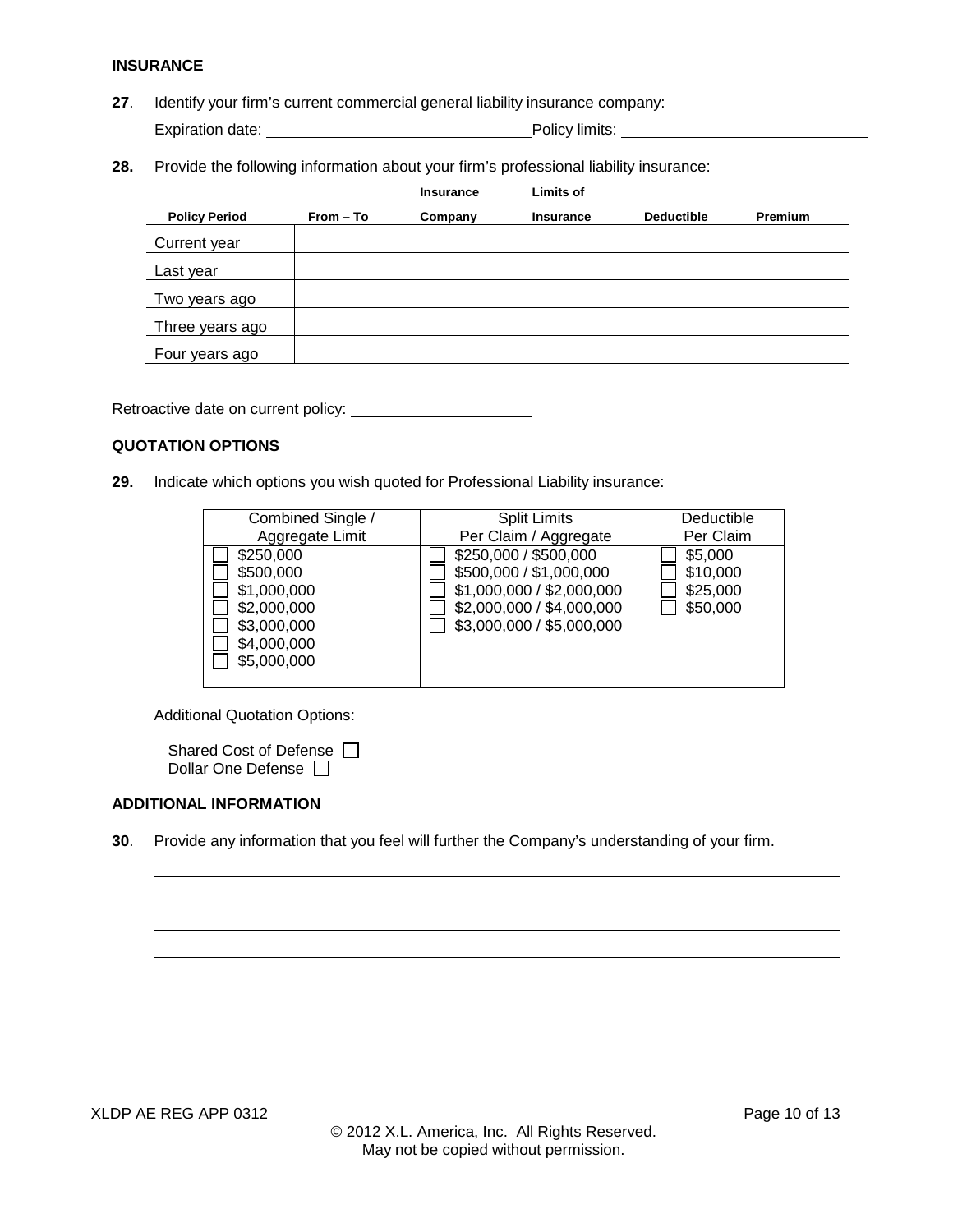**INSURANCE**

**27**. Identify your firm's current commercial general liability insurance company:

Expiration date: ______________________________ Policy limits: ______________________________

**28.** Provide the following information about your firm's professional liability insurance:

| Policy Period | From – To | Insurance Company | Limits of Insurance | Deductible | Premium |
|---|---|---|---|---|---|
| Current year | | | | | |
| Last year | | | | | |
| Two years ago | | | | | |
| Three years ago | | | | | |
| Four years ago | | | | | |

Retroactive date on current policy: ____________________

**QUOTATION OPTIONS**

**29.** Indicate which options you wish quoted for Professional Liability insurance:

| Combined Single / Aggregate Limit | Split Limits Per Claim / Aggregate | Deductible Per Claim |
|---|---|---|
| ☐ $250,000 | ☐ $250,000 / $500,000 | ☐ $5,000 |
| ☐ $500,000 | ☐ $500,000 / $1,000,000 | ☐ $10,000 |
| ☐ $1,000,000 | ☐ $1,000,000 / $2,000,000 | ☐ $25,000 |
| ☐ $2,000,000 | ☐ $2,000,000 / $4,000,000 | ☐ $50,000 |
| ☐ $3,000,000 | ☐ $3,000,000 / $5,000,000 | |
| ☐ $4,000,000 | | |
| ☐ $5,000,000 | | |

Additional Quotation Options:

Shared Cost of Defense ☐
Dollar One Defense ☐

**ADDITIONAL INFORMATION**

**30**. Provide any information that you feel will further the Company's understanding of your firm.

______________________________________________________________________________

______________________________________________________________________________

______________________________________________________________________________

______________________________________________________________________________

XLDP AE REG APP 0312

© 2012 X.L. America, Inc. All Rights Reserved.
May not be copied without permission.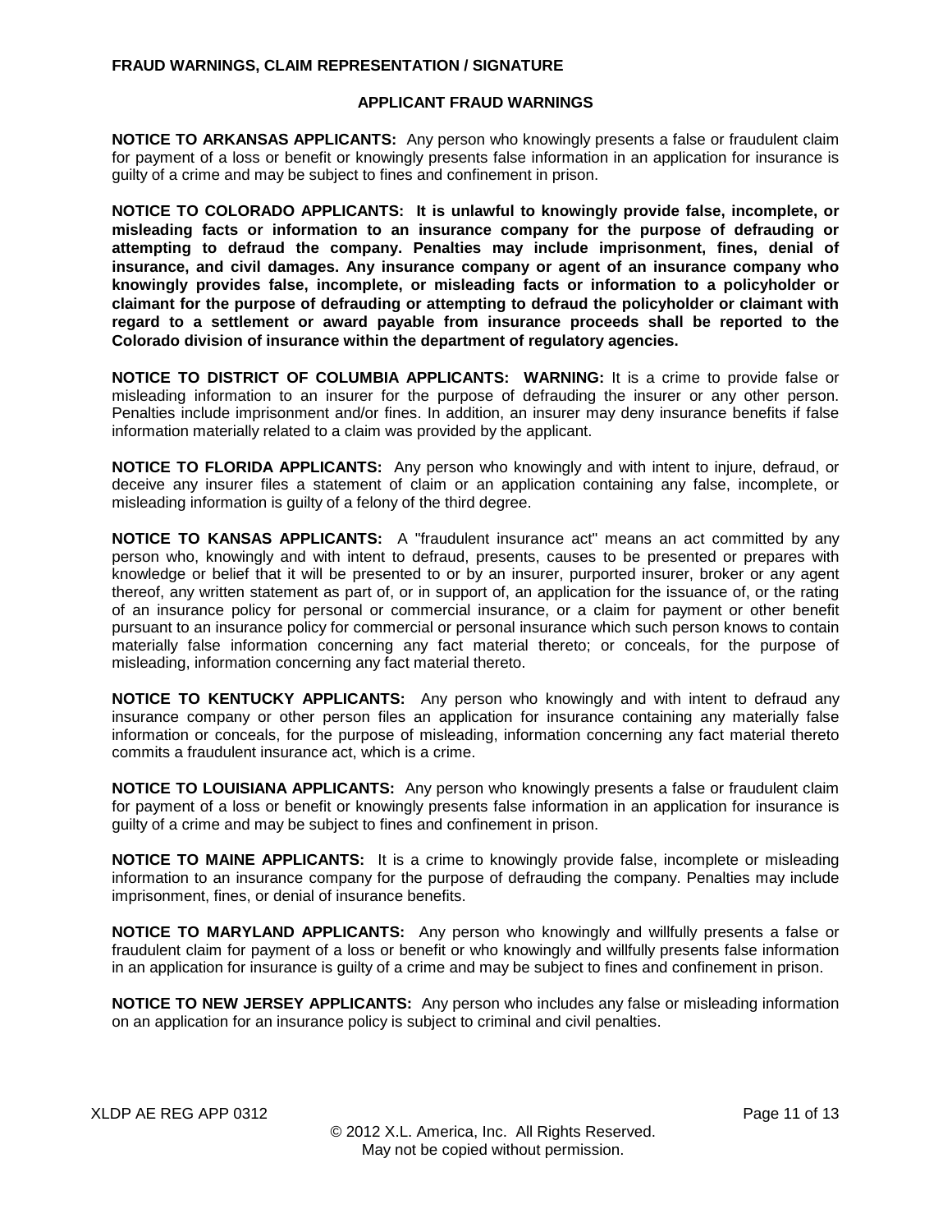**FRAUD WARNINGS, CLAIM REPRESENTATION / SIGNATURE**

**APPLICANT FRAUD WARNINGS**

**NOTICE TO ARKANSAS APPLICANTS:** Any person who knowingly presents a false or fraudulent claim for payment of a loss or benefit or knowingly presents false information in an application for insurance is guilty of a crime and may be subject to fines and confinement in prison.

**NOTICE TO COLORADO APPLICANTS: It is unlawful to knowingly provide false, incomplete, or misleading facts or information to an insurance company for the purpose of defrauding or attempting to defraud the company. Penalties may include imprisonment, fines, denial of insurance, and civil damages. Any insurance company or agent of an insurance company who knowingly provides false, incomplete, or misleading facts or information to a policyholder or claimant for the purpose of defrauding or attempting to defraud the policyholder or claimant with regard to a settlement or award payable from insurance proceeds shall be reported to the Colorado division of insurance within the department of regulatory agencies.**

**NOTICE TO DISTRICT OF COLUMBIA APPLICANTS: WARNING:** It is a crime to provide false or misleading information to an insurer for the purpose of defrauding the insurer or any other person. Penalties include imprisonment and/or fines. In addition, an insurer may deny insurance benefits if false information materially related to a claim was provided by the applicant.

**NOTICE TO FLORIDA APPLICANTS:** Any person who knowingly and with intent to injure, defraud, or deceive any insurer files a statement of claim or an application containing any false, incomplete, or misleading information is guilty of a felony of the third degree.

**NOTICE TO KANSAS APPLICANTS:** A "fraudulent insurance act" means an act committed by any person who, knowingly and with intent to defraud, presents, causes to be presented or prepares with knowledge or belief that it will be presented to or by an insurer, purported insurer, broker or any agent thereof, any written statement as part of, or in support of, an application for the issuance of, or the rating of an insurance policy for personal or commercial insurance, or a claim for payment or other benefit pursuant to an insurance policy for commercial or personal insurance which such person knows to contain materially false information concerning any fact material thereto; or conceals, for the purpose of misleading, information concerning any fact material thereto.

**NOTICE TO KENTUCKY APPLICANTS:** Any person who knowingly and with intent to defraud any insurance company or other person files an application for insurance containing any materially false information or conceals, for the purpose of misleading, information concerning any fact material thereto commits a fraudulent insurance act, which is a crime.

**NOTICE TO LOUISIANA APPLICANTS:** Any person who knowingly presents a false or fraudulent claim for payment of a loss or benefit or knowingly presents false information in an application for insurance is guilty of a crime and may be subject to fines and confinement in prison.

**NOTICE TO MAINE APPLICANTS:** It is a crime to knowingly provide false, incomplete or misleading information to an insurance company for the purpose of defrauding the company. Penalties may include imprisonment, fines, or denial of insurance benefits.

**NOTICE TO MARYLAND APPLICANTS:** Any person who knowingly and willfully presents a false or fraudulent claim for payment of a loss or benefit or who knowingly and willfully presents false information in an application for insurance is guilty of a crime and may be subject to fines and confinement in prison.

**NOTICE TO NEW JERSEY APPLICANTS:** Any person who includes any false or misleading information on an application for an insurance policy is subject to criminal and civil penalties.

XLDP AE REG APP 0312

© 2012 X.L. America, Inc. All Rights Reserved.
May not be copied without permission.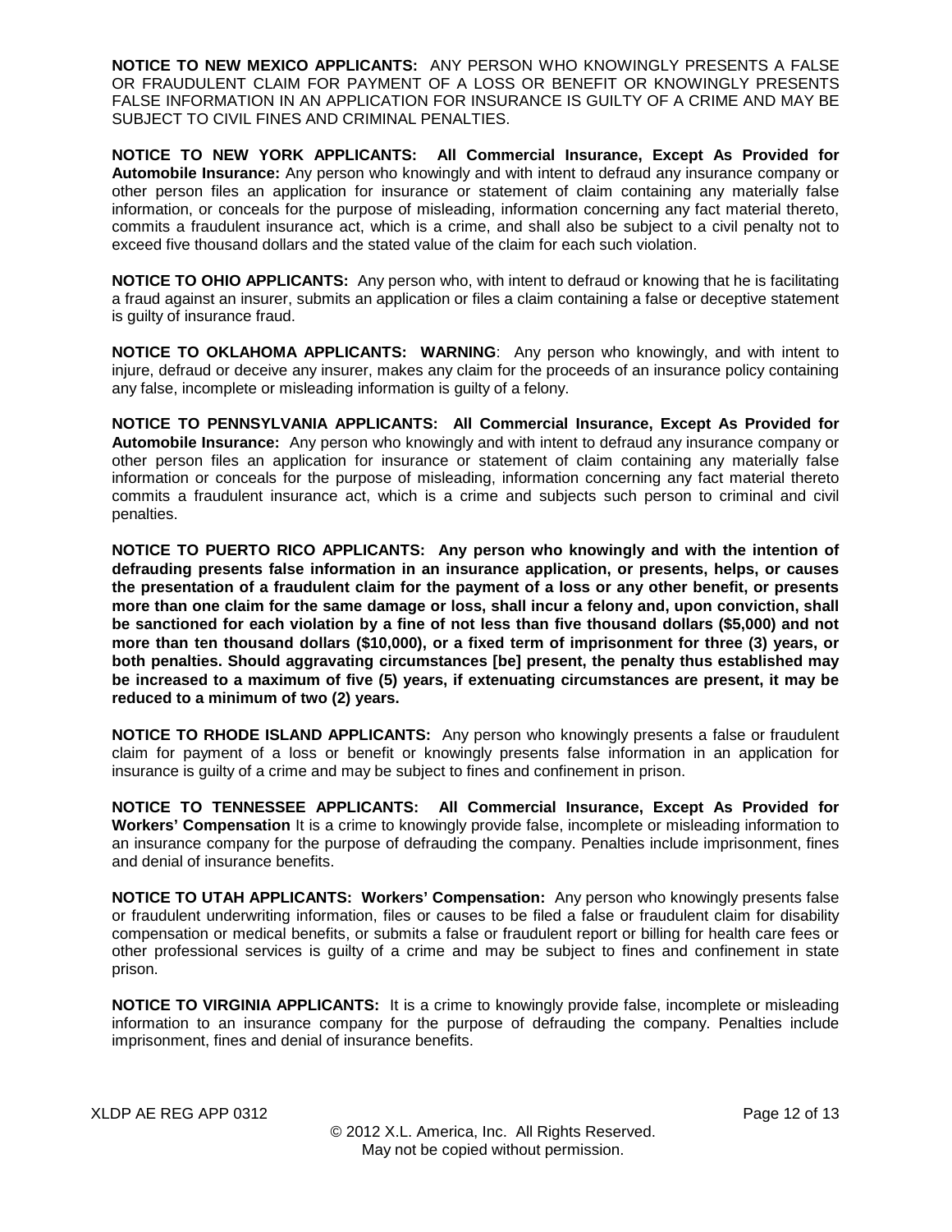**NOTICE TO NEW MEXICO APPLICANTS:** ANY PERSON WHO KNOWINGLY PRESENTS A FALSE OR FRAUDULENT CLAIM FOR PAYMENT OF A LOSS OR BENEFIT OR KNOWINGLY PRESENTS FALSE INFORMATION IN AN APPLICATION FOR INSURANCE IS GUILTY OF A CRIME AND MAY BE SUBJECT TO CIVIL FINES AND CRIMINAL PENALTIES.

**NOTICE TO NEW YORK APPLICANTS: All Commercial Insurance, Except As Provided for Automobile Insurance:** Any person who knowingly and with intent to defraud any insurance company or other person files an application for insurance or statement of claim containing any materially false information, or conceals for the purpose of misleading, information concerning any fact material thereto, commits a fraudulent insurance act, which is a crime, and shall also be subject to a civil penalty not to exceed five thousand dollars and the stated value of the claim for each such violation.

**NOTICE TO OHIO APPLICANTS:** Any person who, with intent to defraud or knowing that he is facilitating a fraud against an insurer, submits an application or files a claim containing a false or deceptive statement is guilty of insurance fraud.

**NOTICE TO OKLAHOMA APPLICANTS: WARNING**: Any person who knowingly, and with intent to injure, defraud or deceive any insurer, makes any claim for the proceeds of an insurance policy containing any false, incomplete or misleading information is guilty of a felony.

**NOTICE TO PENNSYLVANIA APPLICANTS: All Commercial Insurance, Except As Provided for Automobile Insurance:** Any person who knowingly and with intent to defraud any insurance company or other person files an application for insurance or statement of claim containing any materially false information or conceals for the purpose of misleading, information concerning any fact material thereto commits a fraudulent insurance act, which is a crime and subjects such person to criminal and civil penalties.

**NOTICE TO PUERTO RICO APPLICANTS: Any person who knowingly and with the intention of defrauding presents false information in an insurance application, or presents, helps, or causes the presentation of a fraudulent claim for the payment of a loss or any other benefit, or presents more than one claim for the same damage or loss, shall incur a felony and, upon conviction, shall be sanctioned for each violation by a fine of not less than five thousand dollars ($5,000) and not more than ten thousand dollars ($10,000), or a fixed term of imprisonment for three (3) years, or both penalties. Should aggravating circumstances [be] present, the penalty thus established may be increased to a maximum of five (5) years, if extenuating circumstances are present, it may be reduced to a minimum of two (2) years.**

**NOTICE TO RHODE ISLAND APPLICANTS:** Any person who knowingly presents a false or fraudulent claim for payment of a loss or benefit or knowingly presents false information in an application for insurance is guilty of a crime and may be subject to fines and confinement in prison.

**NOTICE TO TENNESSEE APPLICANTS: All Commercial Insurance, Except As Provided for Workers' Compensation** It is a crime to knowingly provide false, incomplete or misleading information to an insurance company for the purpose of defrauding the company. Penalties include imprisonment, fines and denial of insurance benefits.

**NOTICE TO UTAH APPLICANTS: Workers' Compensation:** Any person who knowingly presents false or fraudulent underwriting information, files or causes to be filed a false or fraudulent claim for disability compensation or medical benefits, or submits a false or fraudulent report or billing for health care fees or other professional services is guilty of a crime and may be subject to fines and confinement in state prison.

**NOTICE TO VIRGINIA APPLICANTS:** It is a crime to knowingly provide false, incomplete or misleading information to an insurance company for the purpose of defrauding the company. Penalties include imprisonment, fines and denial of insurance benefits.

XLDP AE REG APP 0312

© 2012 X.L. America, Inc. All Rights Reserved.
May not be copied without permission.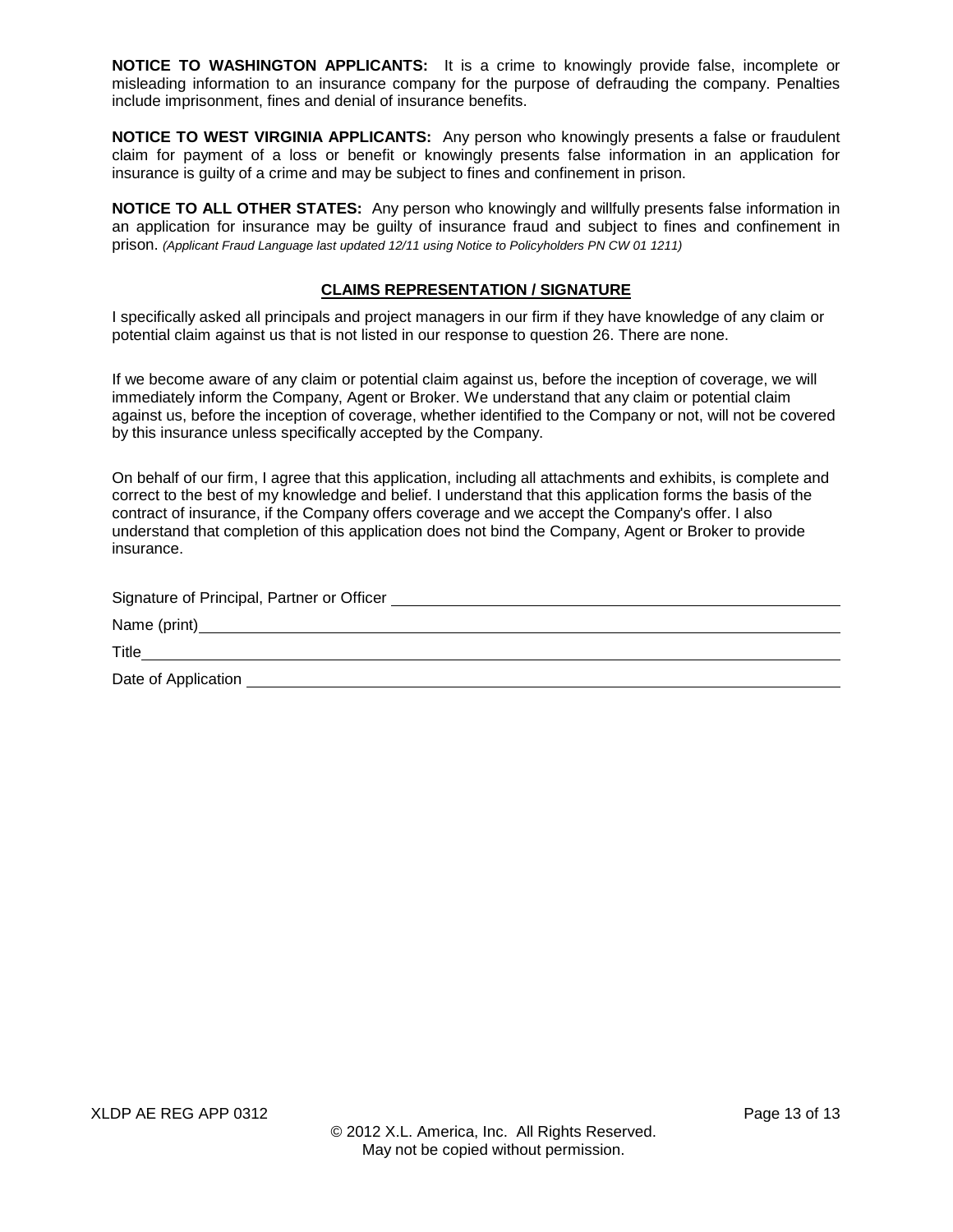**NOTICE TO WASHINGTON APPLICANTS:** It is a crime to knowingly provide false, incomplete or misleading information to an insurance company for the purpose of defrauding the company. Penalties include imprisonment, fines and denial of insurance benefits.

**NOTICE TO WEST VIRGINIA APPLICANTS:** Any person who knowingly presents a false or fraudulent claim for payment of a loss or benefit or knowingly presents false information in an application for insurance is guilty of a crime and may be subject to fines and confinement in prison.

**NOTICE TO ALL OTHER STATES:** Any person who knowingly and willfully presents false information in an application for insurance may be guilty of insurance fraud and subject to fines and confinement in prison. *(Applicant Fraud Language last updated 12/11 using Notice to Policyholders PN CW 01 1211)*

## CLAIMS REPRESENTATION / SIGNATURE

I specifically asked all principals and project managers in our firm if they have knowledge of any claim or potential claim against us that is not listed in our response to question 26. There are none.

If we become aware of any claim or potential claim against us, before the inception of coverage, we will immediately inform the Company, Agent or Broker. We understand that any claim or potential claim against us, before the inception of coverage, whether identified to the Company or not, will not be covered by this insurance unless specifically accepted by the Company.

On behalf of our firm, I agree that this application, including all attachments and exhibits, is complete and correct to the best of my knowledge and belief. I understand that this application forms the basis of the contract of insurance, if the Company offers coverage and we accept the Company's offer. I also understand that completion of this application does not bind the Company, Agent or Broker to provide insurance.

Signature of Principal, Partner or Officer \_\_\_\_\_\_\_\_\_\_\_\_\_\_\_\_\_\_\_\_\_\_\_\_\_\_\_\_\_\_\_\_

Name (print) \_\_\_\_\_\_\_\_\_\_\_\_\_\_\_\_\_\_\_\_\_\_\_\_\_\_\_\_\_\_\_\_\_\_\_\_\_\_\_\_\_\_\_\_\_\_\_\_

Title \_\_\_\_\_\_\_\_\_\_\_\_\_\_\_\_\_\_\_\_\_\_\_\_\_\_\_\_\_\_\_\_\_\_\_\_\_\_\_\_\_\_\_\_\_\_\_\_\_\_\_\_\_\_\_\_

Date of Application \_\_\_\_\_\_\_\_\_\_\_\_\_\_\_\_\_\_\_\_\_\_\_\_\_\_\_\_\_\_\_\_\_\_\_\_\_\_\_\_\_\_\_\_

XLDP AE REG APP 0312

© 2012 X.L. America, Inc. All Rights Reserved.
May not be copied without permission.